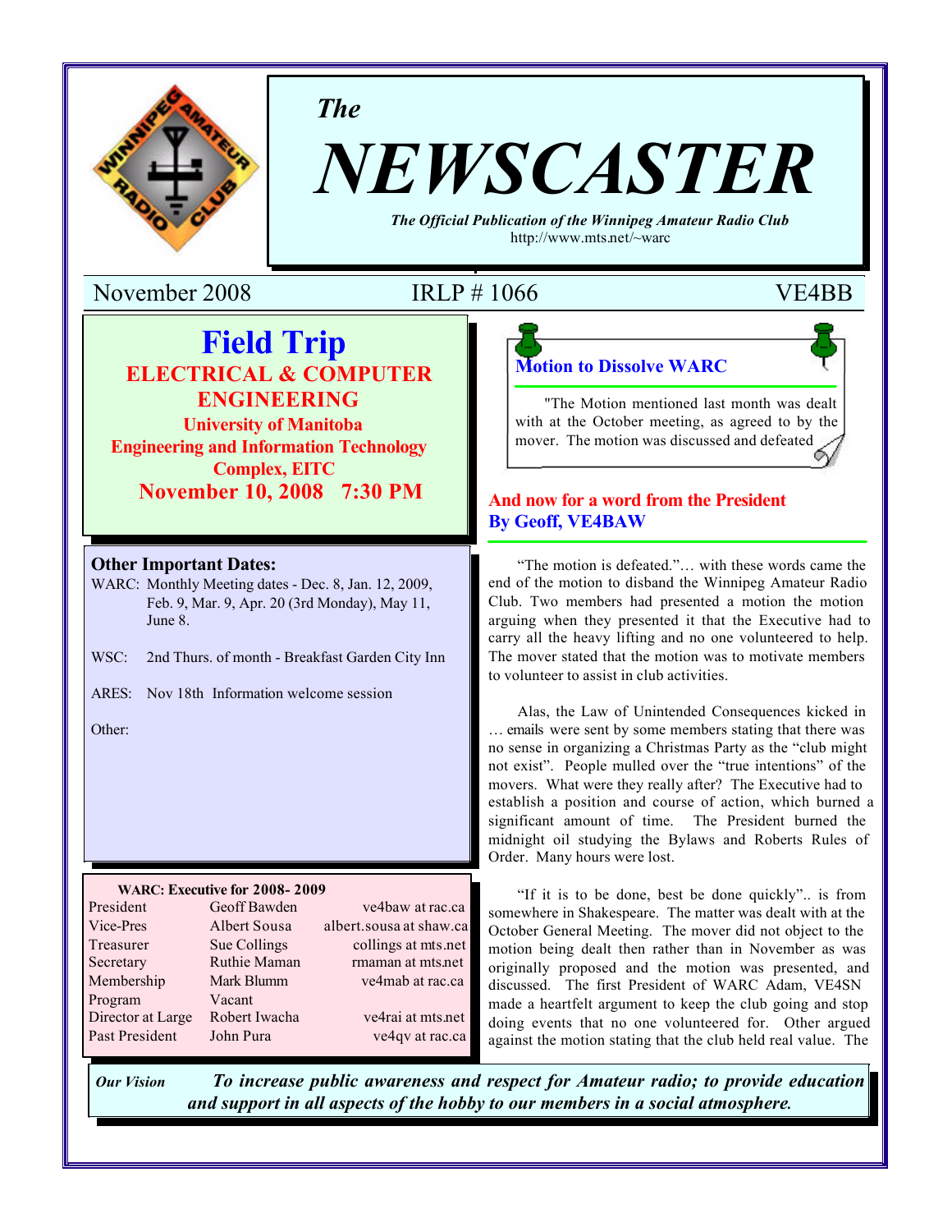# *The* NEWSCASTER

***The Official Publication of the Winnipeg Amateur Radio Club***
http://www.mts.net/~warc

November 2008 | IRLP # 1066 | VE4BB

## Field Trip

**ELECTRICAL & COMPUTER ENGINEERING**

**University of Manitoba**
**Engineering and Information Technology Complex, EITC**

**November 10, 2008 7:30 PM**

### Other Important Dates:

WARC: Monthly Meeting dates - Dec. 8, Jan. 12, 2009, Feb. 9, Mar. 9, Apr. 20 (3rd Monday), May 11, June 8.

WSC: 2nd Thurs. of month - Breakfast Garden City Inn

ARES: Nov 18th Information welcome session

Other:

**WARC: Executive for 2008- 2009**

| | | |
|---|---|---|
| President | Geoff Bawden | ve4baw at rac.ca |
| Vice-Pres | Albert Sousa | albert.sousa at shaw.ca |
| Treasurer | Sue Collings | collings at mts.net |
| Secretary | Ruthie Maman | rmaman at mts.net |
| Membership | Mark Blumm | ve4mab at rac.ca |
| Program | Vacant | |
| Director at Large | Robert Iwacha | ve4rai at mts.net |
| Past President | John Pura | ve4qv at rac.ca |

### Motion to Dissolve WARC

"The Motion mentioned last month was dealt with at the October meeting, as agreed to by the mover. The motion was discussed and defeated

### And now for a word from the President
### By Geoff, VE4BAW

"The motion is defeated."… with these words came the end of the motion to disband the Winnipeg Amateur Radio Club. Two members had presented a motion the motion arguing when they presented it that the Executive had to carry all the heavy lifting and no one volunteered to help. The mover stated that the motion was to motivate members to volunteer to assist in club activities.

Alas, the Law of Unintended Consequences kicked in … emails were sent by some members stating that there was no sense in organizing a Christmas Party as the "club might not exist". People mulled over the "true intentions" of the movers. What were they really after? The Executive had to establish a position and course of action, which burned a significant amount of time. The President burned the midnight oil studying the Bylaws and Roberts Rules of Order. Many hours were lost.

"If it is to be done, best be done quickly".. is from somewhere in Shakespeare. The matter was dealt with at the October General Meeting. The mover did not object to the motion being dealt then rather than in November as was originally proposed and the motion was presented, and discussed. The first President of WARC Adam, VE4SN made a heartfelt argument to keep the club going and stop doing events that no one volunteered for. Other argued against the motion stating that the club held real value. The

***Our Vision*** ***To increase public awareness and respect for Amateur radio; to provide education and support in all aspects of the hobby to our members in a social atmosphere.***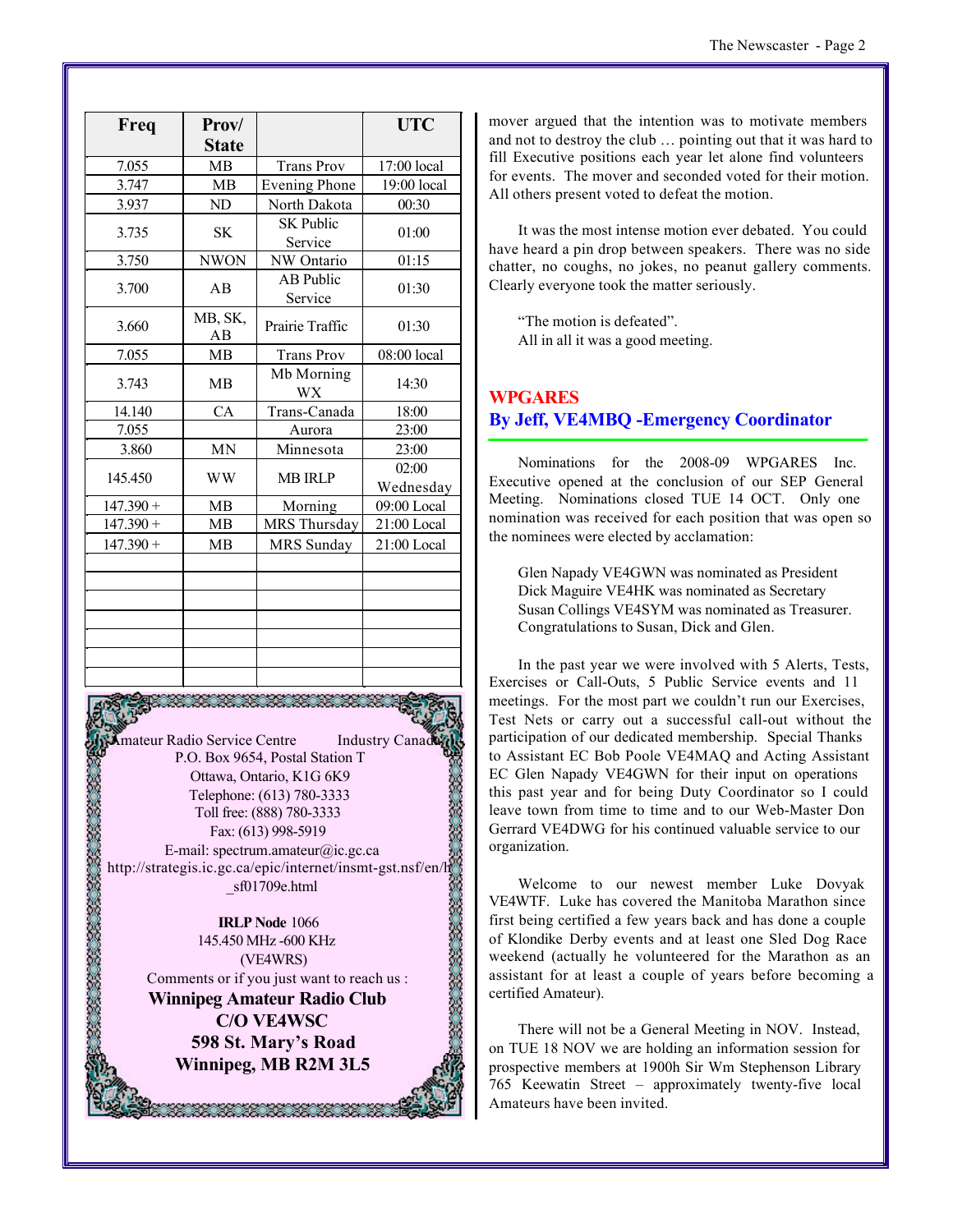| Freq | Prov/ State | | UTC |
|---|---|---|---|
| 7.055 | MB | Trans Prov | 17:00 local |
| 3.747 | MB | Evening Phone | 19:00 local |
| 3.937 | ND | North Dakota | 00:30 |
| 3.735 | SK | SK Public Service | 01:00 |
| 3.750 | NWON | NW Ontario | 01:15 |
| 3.700 | AB | AB Public Service | 01:30 |
| 3.660 | MB, SK, AB | Prairie Traffic | 01:30 |
| 7.055 | MB | Trans Prov | 08:00 local |
| 3.743 | MB | Mb Morning WX | 14:30 |
| 14.140 | CA | Trans-Canada | 18:00 |
| 7.055 | | Aurora | 23:00 |
| 3.860 | MN | Minnesota | 23:00 |
| 145.450 | WW | MB IRLP | 02:00 Wednesday |
| 147.390 + | MB | Morning | 09:00 Local |
| 147.390 + | MB | MRS Thursday | 21:00 Local |
| 147.390 + | MB | MRS Sunday | 21:00 Local |

Amateur Radio Service Centre Industry Canada
P.O. Box 9654, Postal Station T
Ottawa, Ontario, K1G 6K9
Telephone: (613) 780-3333
Toll free: (888) 780-3333
Fax: (613) 998-5919
E-mail: spectrum.amateur@ic.gc.ca
http://strategis.ic.gc.ca/epic/internet/insmt-gst.nsf/en/h_sf01709e.html

**IRLP Node** 1066
145.450 MHz -600 KHz
(VE4WRS)
Comments or if you just want to reach us :
**Winnipeg Amateur Radio Club**
**C/O VE4WSC**
**598 St. Mary's Road**
**Winnipeg, MB R2M 3L5**

mover argued that the intention was to motivate members and not to destroy the club … pointing out that it was hard to fill Executive positions each year let alone find volunteers for events. The mover and seconded voted for their motion. All others present voted to defeat the motion.

It was the most intense motion ever debated. You could have heard a pin drop between speakers. There was no side chatter, no coughs, no jokes, no peanut gallery comments. Clearly everyone took the matter seriously.

"The motion is defeated".
All in all it was a good meeting.

## WPGARES
## By Jeff, VE4MBQ -Emergency Coordinator

Nominations for the 2008-09 WPGARES Inc. Executive opened at the conclusion of our SEP General Meeting. Nominations closed TUE 14 OCT. Only one nomination was received for each position that was open so the nominees were elected by acclamation:

Glen Napady VE4GWN was nominated as President
Dick Maguire VE4HK was nominated as Secretary
Susan Collings VE4SYM was nominated as Treasurer.
Congratulations to Susan, Dick and Glen.

In the past year we were involved with 5 Alerts, Tests, Exercises or Call-Outs, 5 Public Service events and 11 meetings. For the most part we couldn't run our Exercises, Test Nets or carry out a successful call-out without the participation of our dedicated membership. Special Thanks to Assistant EC Bob Poole VE4MAQ and Acting Assistant EC Glen Napady VE4GWN for their input on operations this past year and for being Duty Coordinator so I could leave town from time to time and to our Web-Master Don Gerrard VE4DWG for his continued valuable service to our organization.

Welcome to our newest member Luke Dovyak VE4WTF. Luke has covered the Manitoba Marathon since first being certified a few years back and has done a couple of Klondike Derby events and at least one Sled Dog Race weekend (actually he volunteered for the Marathon as an assistant for at least a couple of years before becoming a certified Amateur).

There will not be a General Meeting in NOV. Instead, on TUE 18 NOV we are holding an information session for prospective members at 1900h Sir Wm Stephenson Library 765 Keewatin Street – approximately twenty-five local Amateurs have been invited.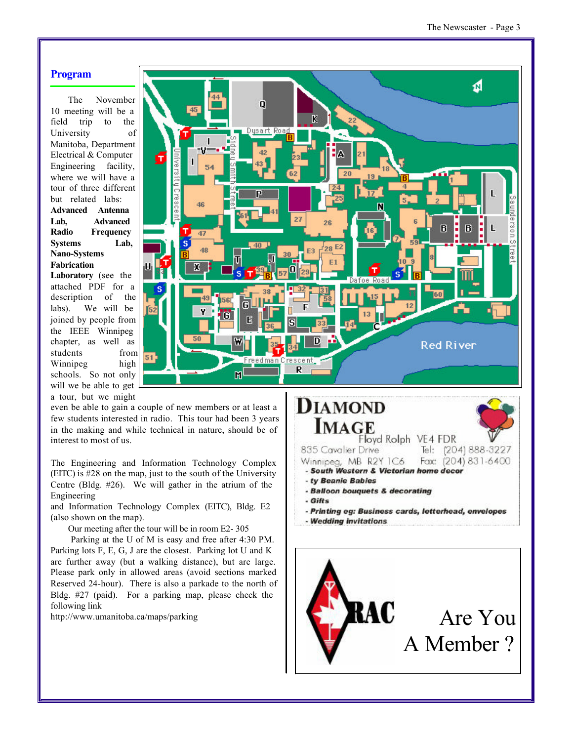## Program

The November 10 meeting will be a field trip to the University of Manitoba, Department Electrical & Computer Engineering facility, where we will have a tour of three different but related labs: **Advanced Antenna Lab, Advanced Radio Frequency Systems Lab, Nano-Systems Fabrication Laboratory** (see the attached PDF for a description of the labs). We will be joined by people from the IEEE Winnipeg chapter, as well as students from Winnipeg high schools. So not only will we be able to get a tour, but we might even be able to gain a couple of new members or at least a few students interested in radio. This tour had been 3 years in the making and while technical in nature, should be of interest to most of us.

The Engineering and Information Technology Complex (EITC) is #28 on the map, just to the south of the University Centre (Bldg. #26). We will gather in the atrium of the Engineering and Information Technology Complex (EITC), Bldg. E2 (also shown on the map).

Our meeting after the tour will be in room E2- 305

Parking at the U of M is easy and free after 4:30 PM. Parking lots F, E, G, J are the closest. Parking lot U and K are further away (but a walking distance), but are large. Please park only in allowed areas (avoid sections marked Reserved 24-hour). There is also a parkade to the north of Bldg. #27 (paid). For a parking map, please check the following link

http://www.umanitoba.ca/maps/parking

---

**DIAMOND IMAGE**

Floyd Rolph VE4 FDR

835 Cavalier Drive Tel: (204) 888-3227

Winnipeg, MB R2Y 1C6 Fax: (204) 831-6400

- South Western & Victorian home decor
- ty Beanie Babies
- Balloon bouquets & decorating
- Gifts
- Printing eg: Business cards, letterhead, envelopes
- Wedding invitations

---

RAC

Are You A Member ?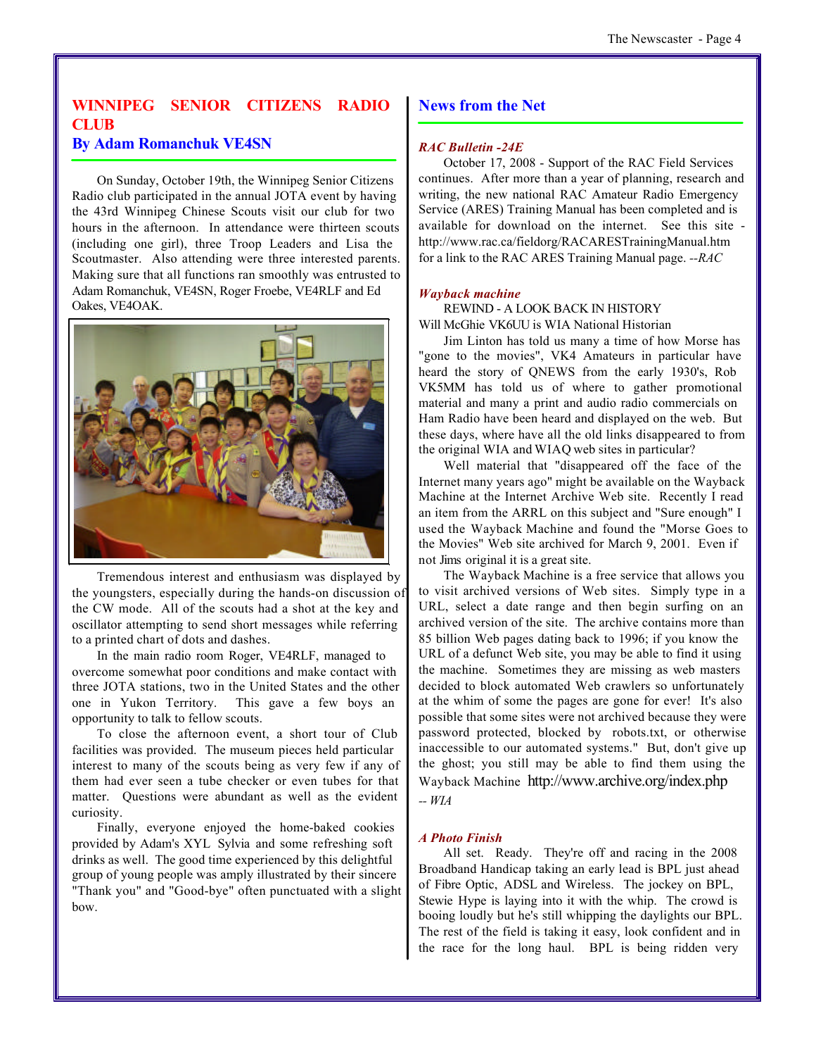## WINNIPEG SENIOR CITIZENS RADIO CLUB

### By Adam Romanchuk VE4SN

On Sunday, October 19th, the Winnipeg Senior Citizens Radio club participated in the annual JOTA event by having the 43rd Winnipeg Chinese Scouts visit our club for two hours in the afternoon. In attendance were thirteen scouts (including one girl), three Troop Leaders and Lisa the Scoutmaster. Also attending were three interested parents. Making sure that all functions ran smoothly was entrusted to Adam Romanchuk, VE4SN, Roger Froebe, VE4RLF and Ed Oakes, VE4OAK.

Tremendous interest and enthusiasm was displayed by the youngsters, especially during the hands-on discussion of the CW mode. All of the scouts had a shot at the key and oscillator attempting to send short messages while referring to a printed chart of dots and dashes.

In the main radio room Roger, VE4RLF, managed to overcome somewhat poor conditions and make contact with three JOTA stations, two in the United States and the other one in Yukon Territory. This gave a few boys an opportunity to talk to fellow scouts.

To close the afternoon event, a short tour of Club facilities was provided. The museum pieces held particular interest to many of the scouts being as very few if any of them had ever seen a tube checker or even tubes for that matter. Questions were abundant as well as the evident curiosity.

Finally, everyone enjoyed the home-baked cookies provided by Adam's XYL Sylvia and some refreshing soft drinks as well. The good time experienced by this delightful group of young people was amply illustrated by their sincere "Thank you" and "Good-bye" often punctuated with a slight bow.

## News from the Net

***RAC Bulletin -24E***

October 17, 2008 - Support of the RAC Field Services continues. After more than a year of planning, research and writing, the new national RAC Amateur Radio Emergency Service (ARES) Training Manual has been completed and is available for download on the internet. See this site - http://www.rac.ca/fieldorg/RACARESTrainingManual.htm for a link to the RAC ARES Training Manual page. *--RAC*

***Wayback machine***

REWIND - A LOOK BACK IN HISTORY

Will McGhie VK6UU is WIA National Historian

Jim Linton has told us many a time of how Morse has "gone to the movies", VK4 Amateurs in particular have heard the story of QNEWS from the early 1930's, Rob VK5MM has told us of where to gather promotional material and many a print and audio radio commercials on Ham Radio have been heard and displayed on the web. But these days, where have all the old links disappeared to from the original WIA and WIAQ web sites in particular?

Well material that "disappeared off the face of the Internet many years ago" might be available on the Wayback Machine at the Internet Archive Web site. Recently I read an item from the ARRL on this subject and "Sure enough" I used the Wayback Machine and found the "Morse Goes to the Movies" Web site archived for March 9, 2001. Even if not Jims original it is a great site.

The Wayback Machine is a free service that allows you to visit archived versions of Web sites. Simply type in a URL, select a date range and then begin surfing on an archived version of the site. The archive contains more than 85 billion Web pages dating back to 1996; if you know the URL of a defunct Web site, you may be able to find it using the machine. Sometimes they are missing as web masters decided to block automated Web crawlers so unfortunately at the whim of some the pages are gone for ever! It's also possible that some sites were not archived because they were password protected, blocked by robots.txt, or otherwise inaccessible to our automated systems." But, don't give up the ghost; you still may be able to find them using the Wayback Machine http://www.archive.org/index.php

*-- WIA*

***A Photo Finish***

All set. Ready. They're off and racing in the 2008 Broadband Handicap taking an early lead is BPL just ahead of Fibre Optic, ADSL and Wireless. The jockey on BPL, Stewie Hype is laying into it with the whip. The crowd is booing loudly but he's still whipping the daylights our BPL. The rest of the field is taking it easy, look confident and in the race for the long haul. BPL is being ridden very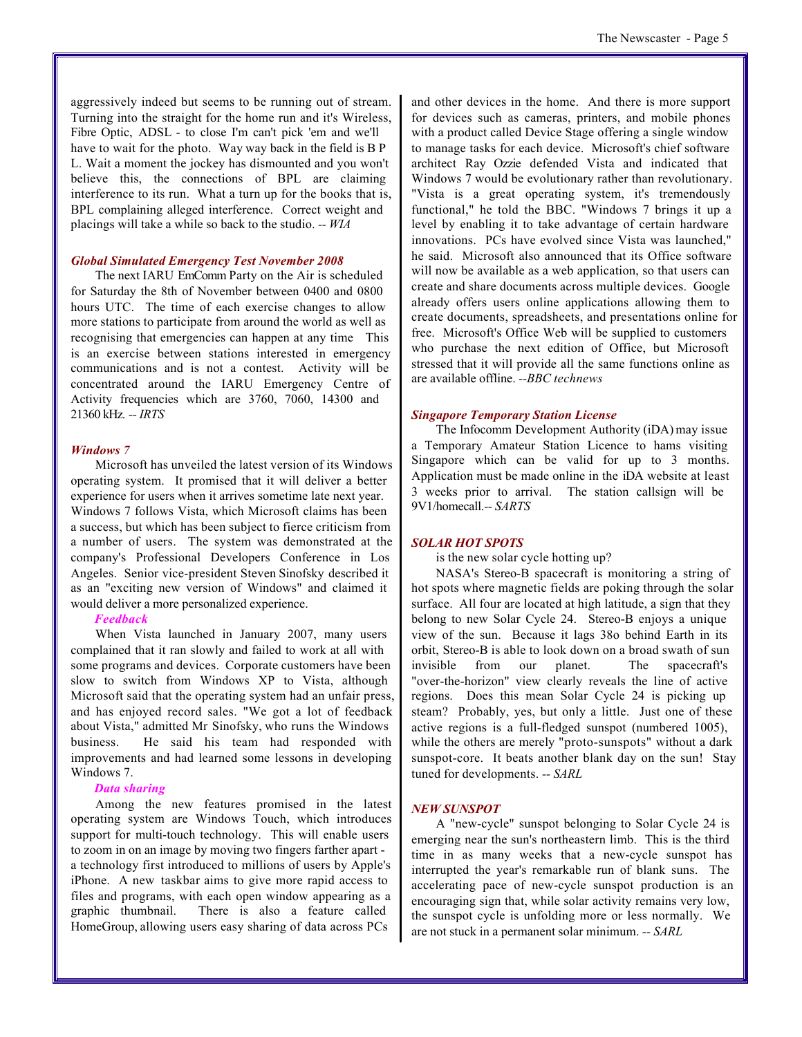aggressively indeed but seems to be running out of stream. Turning into the straight for the home run and it's Wireless, Fibre Optic, ADSL - to close I'm can't pick 'em and we'll have to wait for the photo. Way way back in the field is B P L. Wait a moment the jockey has dismounted and you won't believe this, the connections of BPL are claiming interference to its run. What a turn up for the books that is, BPL complaining alleged interference. Correct weight and placings will take a while so back to the studio. -- *WIA*

### *Global Simulated Emergency Test November 2008*

The next IARU EmComm Party on the Air is scheduled for Saturday the 8th of November between 0400 and 0800 hours UTC. The time of each exercise changes to allow more stations to participate from around the world as well as recognising that emergencies can happen at any time This is an exercise between stations interested in emergency communications and is not a contest. Activity will be concentrated around the IARU Emergency Centre of Activity frequencies which are 3760, 7060, 14300 and 21360 kHz. -- *IRTS*

### *Windows 7*

Microsoft has unveiled the latest version of its Windows operating system. It promised that it will deliver a better experience for users when it arrives sometime late next year. Windows 7 follows Vista, which Microsoft claims has been a success, but which has been subject to fierce criticism from a number of users. The system was demonstrated at the company's Professional Developers Conference in Los Angeles. Senior vice-president Steven Sinofsky described it as an "exciting new version of Windows" and claimed it would deliver a more personalized experience.

#### *Feedback*

When Vista launched in January 2007, many users complained that it ran slowly and failed to work at all with some programs and devices. Corporate customers have been slow to switch from Windows XP to Vista, although Microsoft said that the operating system had an unfair press, and has enjoyed record sales. "We got a lot of feedback about Vista," admitted Mr Sinofsky, who runs the Windows business. He said his team had responded with improvements and had learned some lessons in developing Windows 7.

#### *Data sharing*

Among the new features promised in the latest operating system are Windows Touch, which introduces support for multi-touch technology. This will enable users to zoom in on an image by moving two fingers farther apart - a technology first introduced to millions of users by Apple's iPhone. A new taskbar aims to give more rapid access to files and programs, with each open window appearing as a graphic thumbnail. There is also a feature called HomeGroup, allowing users easy sharing of data across PCs and other devices in the home. And there is more support for devices such as cameras, printers, and mobile phones with a product called Device Stage offering a single window to manage tasks for each device. Microsoft's chief software architect Ray Ozzie defended Vista and indicated that Windows 7 would be evolutionary rather than revolutionary. "Vista is a great operating system, it's tremendously functional," he told the BBC. "Windows 7 brings it up a level by enabling it to take advantage of certain hardware innovations. PCs have evolved since Vista was launched," he said. Microsoft also announced that its Office software will now be available as a web application, so that users can create and share documents across multiple devices. Google already offers users online applications allowing them to create documents, spreadsheets, and presentations online for free. Microsoft's Office Web will be supplied to customers who purchase the next edition of Office, but Microsoft stressed that it will provide all the same functions online as are available offline. --*BBC technews*

### *Singapore Temporary Station License*

The Infocomm Development Authority (iDA) may issue a Temporary Amateur Station Licence to hams visiting Singapore which can be valid for up to 3 months. Application must be made online in the iDA website at least 3 weeks prior to arrival. The station callsign will be 9V1/homecall.-- *SARTS*

### *SOLAR HOT SPOTS*

is the new solar cycle hotting up?

NASA's Stereo-B spacecraft is monitoring a string of hot spots where magnetic fields are poking through the solar surface. All four are located at high latitude, a sign that they belong to new Solar Cycle 24. Stereo-B enjoys a unique view of the sun. Because it lags 38o behind Earth in its orbit, Stereo-B is able to look down on a broad swath of sun invisible from our planet. The spacecraft's "over-the-horizon" view clearly reveals the line of active regions. Does this mean Solar Cycle 24 is picking up steam? Probably, yes, but only a little. Just one of these active regions is a full-fledged sunspot (numbered 1005), while the others are merely "proto-sunspots" without a dark sunspot-core. It beats another blank day on the sun! Stay tuned for developments. -- *SARL*

### *NEW SUNSPOT*

A "new-cycle" sunspot belonging to Solar Cycle 24 is emerging near the sun's northeastern limb. This is the third time in as many weeks that a new-cycle sunspot has interrupted the year's remarkable run of blank suns. The accelerating pace of new-cycle sunspot production is an encouraging sign that, while solar activity remains very low, the sunspot cycle is unfolding more or less normally. We are not stuck in a permanent solar minimum. -- *SARL*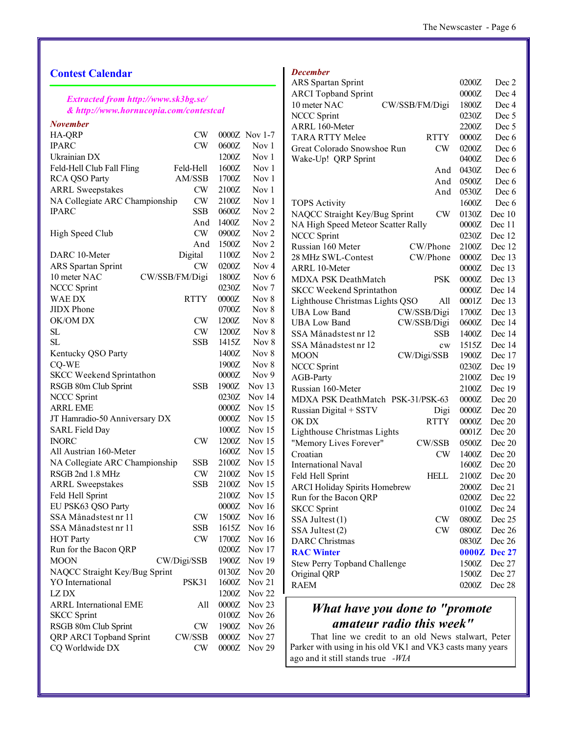## Contest Calendar

*Extracted from http://www.sk3bg.se/*
*& http://www.hornucopia.com/contestcal*

### November

| Contest | Mode | Time | Date |
|---|---|---|---|
| HA-QRP | CW | 0000Z | Nov 1-7 |
| IPARC | CW | 0600Z | Nov 1 |
| Ukrainian DX | | 1200Z | Nov 1 |
| Feld-Hell Club Fall Fling | Feld-Hell | 1600Z | Nov 1 |
| RCA QSO Party | AM/SSB | 1700Z | Nov 1 |
| ARRL Sweepstakes | CW | 2100Z | Nov 1 |
| NA Collegiate ARC Championship | CW | 2100Z | Nov 1 |
| IPARC | SSB | 0600Z | Nov 2 |
| | And | 1400Z | Nov 2 |
| High Speed Club | CW | 0900Z | Nov 2 |
| | And | 1500Z | Nov 2 |
| DARC 10-Meter | Digital | 1100Z | Nov 2 |
| ARS Spartan Sprint | CW | 0200Z | Nov 4 |
| 10 meter NAC | CW/SSB/FM/Digi | 1800Z | Nov 6 |
| NCCC Sprint | | 0230Z | Nov 7 |
| WAE DX | RTTY | 0000Z | Nov 8 |
| JIDX Phone | | 0700Z | Nov 8 |
| OK/OM DX | CW | 1200Z | Nov 8 |
| SL | CW | 1200Z | Nov 8 |
| SL | SSB | 1415Z | Nov 8 |
| Kentucky QSO Party | | 1400Z | Nov 8 |
| CQ-WE | | 1900Z | Nov 8 |
| SKCC Weekend Sprintathon | | 0000Z | Nov 9 |
| RSGB 80m Club Sprint | SSB | 1900Z | Nov 13 |
| NCCC Sprint | | 0230Z | Nov 14 |
| ARRL EME | | 0000Z | Nov 15 |
| JT Hamradio-50 Anniversary DX | | 0000Z | Nov 15 |
| SARL Field Day | | 1000Z | Nov 15 |
| INORC | CW | 1200Z | Nov 15 |
| All Austrian 160-Meter | | 1600Z | Nov 15 |
| NA Collegiate ARC Championship | SSB | 2100Z | Nov 15 |
| RSGB 2nd 1.8 MHz | CW | 2100Z | Nov 15 |
| ARRL Sweepstakes | SSB | 2100Z | Nov 15 |
| Feld Hell Sprint | | 2100Z | Nov 15 |
| EU PSK63 QSO Party | | 0000Z | Nov 16 |
| SSA Månadstest nr 11 | CW | 1500Z | Nov 16 |
| SSA Månadstest nr 11 | SSB | 1615Z | Nov 16 |
| HOT Party | CW | 1700Z | Nov 16 |
| Run for the Bacon QRP | | 0200Z | Nov 17 |
| MOON | CW/Digi/SSB | 1900Z | Nov 19 |
| NAQCC Straight Key/Bug Sprint | | 0130Z | Nov 20 |
| YO International | PSK31 | 1600Z | Nov 21 |
| LZ DX | | 1200Z | Nov 22 |
| ARRL International EME | All | 0000Z | Nov 23 |
| SKCC Sprint | | 0100Z | Nov 26 |
| RSGB 80m Club Sprint | CW | 1900Z | Nov 26 |
| QRP ARCI Topband Sprint | CW/SSB | 0000Z | Nov 27 |
| CQ Worldwide DX | CW | 0000Z | Nov 29 |

### December

| Contest | Mode | Time | Date |
|---|---|---|---|
| ARS Spartan Sprint | | 0200Z | Dec 2 |
| ARCI Topband Sprint | | 0000Z | Dec 4 |
| 10 meter NAC | CW/SSB/FM/Digi | 1800Z | Dec 4 |
| NCCC Sprint | | 0230Z | Dec 5 |
| ARRL 160-Meter | | 2200Z | Dec 5 |
| TARA RTTY Melee | RTTY | 0000Z | Dec 6 |
| Great Colorado Snowshoe Run | CW | 0200Z | Dec 6 |
| Wake-Up! QRP Sprint | | 0400Z | Dec 6 |
| | And | 0430Z | Dec 6 |
| | And | 0500Z | Dec 6 |
| | And | 0530Z | Dec 6 |
| TOPS Activity | | 1600Z | Dec 6 |
| NAQCC Straight Key/Bug Sprint | CW | 0130Z | Dec 10 |
| NA High Speed Meteor Scatter Rally | | 0000Z | Dec 11 |
| NCCC Sprint | | 0230Z | Dec 12 |
| Russian 160 Meter | CW/Phone | 2100Z | Dec 12 |
| 28 MHz SWL-Contest | CW/Phone | 0000Z | Dec 13 |
| ARRL 10-Meter | | 0000Z | Dec 13 |
| MDXA PSK DeathMatch | PSK | 0000Z | Dec 13 |
| SKCC Weekend Sprintathon | | 0000Z | Dec 14 |
| Lighthouse Christmas Lights QSO | All | 0001Z | Dec 13 |
| UBA Low Band | CW/SSB/Digi | 1700Z | Dec 13 |
| UBA Low Band | CW/SSB/Digi | 0600Z | Dec 14 |
| SSA Månadstest nr 12 | SSB | 1400Z | Dec 14 |
| SSA Månadstest nr 12 | cw | 1515Z | Dec 14 |
| MOON | CW/Digi/SSB | 1900Z | Dec 17 |
| NCCC Sprint | | 0230Z | Dec 19 |
| AGB-Party | | 2100Z | Dec 19 |
| Russian 160-Meter | | 2100Z | Dec 19 |
| MDXA PSK DeathMatch | PSK-31/PSK-63 | 0000Z | Dec 20 |
| Russian Digital + SSTV | Digi | 0000Z | Dec 20 |
| OK DX | RTTY | 0000Z | Dec 20 |
| Lighthouse Christmas Lights | | 0001Z | Dec 20 |
| "Memory Lives Forever" | CW/SSB | 0500Z | Dec 20 |
| Croatian | CW | 1400Z | Dec 20 |
| International Naval | | 1600Z | Dec 20 |
| Feld Hell Sprint | HELL | 2100Z | Dec 20 |
| ARCI Holiday Spirits Homebrew | | 2000Z | Dec 21 |
| Run for the Bacon QRP | | 0200Z | Dec 22 |
| SKCC Sprint | | 0100Z | Dec 24 |
| SSA Jultest (1) | CW | 0800Z | Dec 25 |
| SSA Jultest (2) | CW | 0800Z | Dec 26 |
| DARC Christmas | | 0830Z | Dec 26 |
| **RAC Winter** | | **0000Z** | **Dec 27** |
| Stew Perry Topband Challenge | | 1500Z | Dec 27 |
| Original QRP | | 1500Z | Dec 27 |
| RAEM | | 0200Z | Dec 28 |

## *What have you done to "promote amateur radio this week"*

That line we credit to an old News stalwart, Peter Parker with using in his old VK1 and VK3 casts many years ago and it still stands true *-WIA*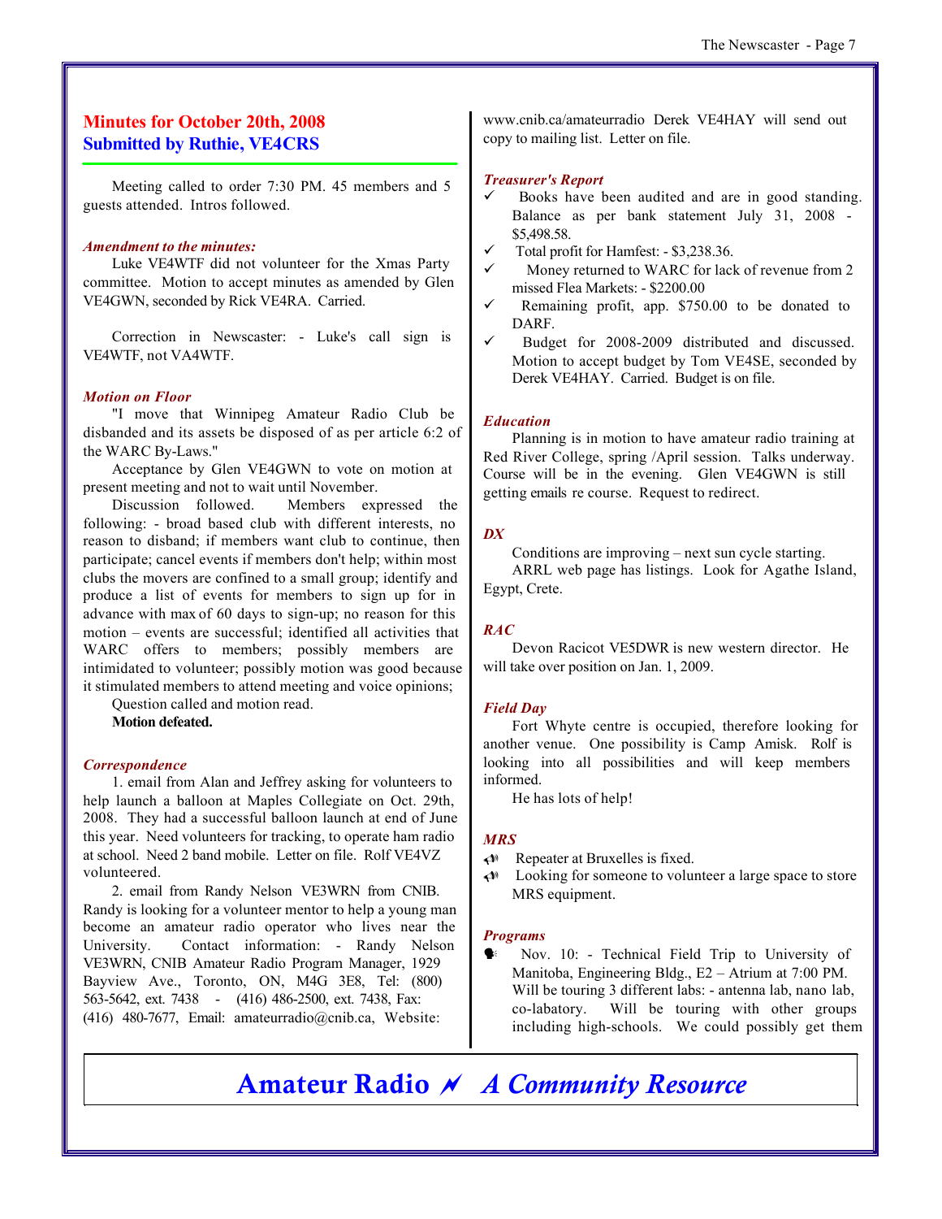## Minutes for October 20th, 2008
## Submitted by Ruthie, VE4CRS

Meeting called to order 7:30 PM. 45 members and 5 guests attended. Intros followed.

### *Amendment to the minutes:*

Luke VE4WTF did not volunteer for the Xmas Party committee. Motion to accept minutes as amended by Glen VE4GWN, seconded by Rick VE4RA. Carried.

Correction in Newscaster: - Luke's call sign is VE4WTF, not VA4WTF.

### *Motion on Floor*

"I move that Winnipeg Amateur Radio Club be disbanded and its assets be disposed of as per article 6:2 of the WARC By-Laws."

Acceptance by Glen VE4GWN to vote on motion at present meeting and not to wait until November.

Discussion followed. Members expressed the following: - broad based club with different interests, no reason to disband; if members want club to continue, then participate; cancel events if members don't help; within most clubs the movers are confined to a small group; identify and produce a list of events for members to sign up for in advance with max of 60 days to sign-up; no reason for this motion – events are successful; identified all activities that WARC offers to members; possibly members are intimidated to volunteer; possibly motion was good because it stimulated members to attend meeting and voice opinions;

Question called and motion read.

**Motion defeated.**

### *Correspondence*

1. email from Alan and Jeffrey asking for volunteers to help launch a balloon at Maples Collegiate on Oct. 29th, 2008. They had a successful balloon launch at end of June this year. Need volunteers for tracking, to operate ham radio at school. Need 2 band mobile. Letter on file. Rolf VE4VZ volunteered.

2. email from Randy Nelson VE3WRN from CNIB. Randy is looking for a volunteer mentor to help a young man become an amateur radio operator who lives near the University. Contact information: - Randy Nelson VE3WRN, CNIB Amateur Radio Program Manager, 1929 Bayview Ave., Toronto, ON, M4G 3E8, Tel: (800) 563-5642, ext. 7438 - (416) 486-2500, ext. 7438, Fax: (416) 480-7677, Email: amateurradio@cnib.ca, Website: www.cnib.ca/amateurradio Derek VE4HAY will send out copy to mailing list. Letter on file.

### *Treasurer's Report*

- ✓ Books have been audited and are in good standing. Balance as per bank statement July 31, 2008 - $5,498.58.
- ✓ Total profit for Hamfest: - $3,238.36.
- ✓ Money returned to WARC for lack of revenue from 2 missed Flea Markets: - $2200.00
- ✓ Remaining profit, app. $750.00 to be donated to DARF.
- ✓ Budget for 2008-2009 distributed and discussed. Motion to accept budget by Tom VE4SE, seconded by Derek VE4HAY. Carried. Budget is on file.

### *Education*

Planning is in motion to have amateur radio training at Red River College, spring /April session. Talks underway. Course will be in the evening. Glen VE4GWN is still getting emails re course. Request to redirect.

### *DX*

Conditions are improving – next sun cycle starting.

ARRL web page has listings. Look for Agathe Island, Egypt, Crete.

### *RAC*

Devon Racicot VE5DWR is new western director. He will take over position on Jan. 1, 2009.

### *Field Day*

Fort Whyte centre is occupied, therefore looking for another venue. One possibility is Camp Amisk. Rolf is looking into all possibilities and will keep members informed.

He has lots of help!

### *MRS*

- Repeater at Bruxelles is fixed.
- Looking for someone to volunteer a large space to store MRS equipment.

### *Programs*

- Nov. 10: - Technical Field Trip to University of Manitoba, Engineering Bldg., E2 – Atrium at 7:00 PM. Will be touring 3 different labs: - antenna lab, nano lab, co-labatory. Will be touring with other groups including high-schools. We could possibly get them

**Amateur Radio ⚡ *A Community Resource***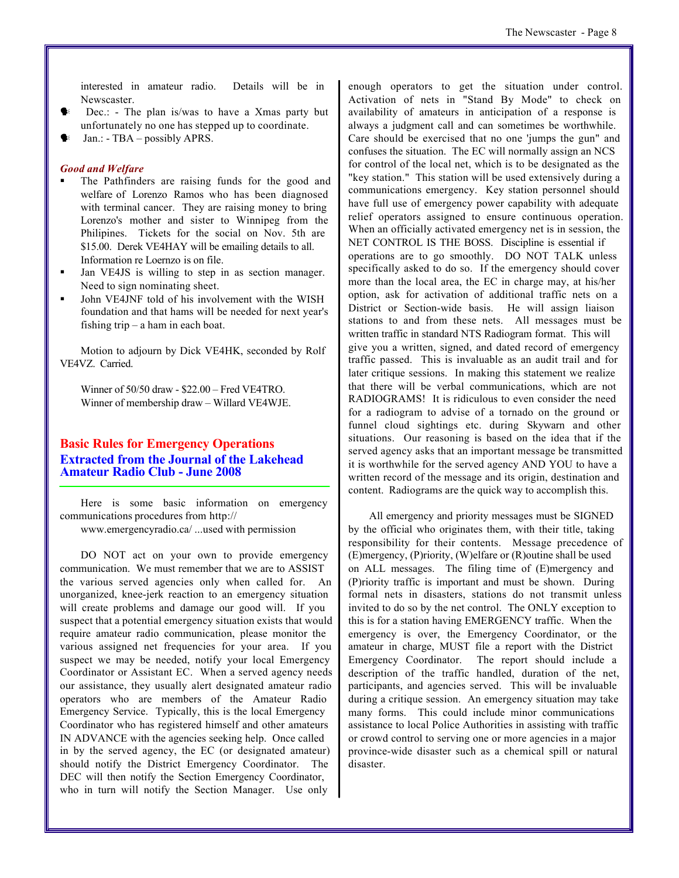interested in amateur radio. Details will be in Newscaster.

- Dec.: - The plan is/was to have a Xmas party but unfortunately no one has stepped up to coordinate.
- Jan.: - TBA – possibly APRS.

***Good and Welfare***

- The Pathfinders are raising funds for the good and welfare of Lorenzo Ramos who has been diagnosed with terminal cancer. They are raising money to bring Lorenzo's mother and sister to Winnipeg from the Philipines. Tickets for the social on Nov. 5th are $15.00. Derek VE4HAY will be emailing details to all. Information re Loernzo is on file.
- Jan VE4JS is willing to step in as section manager. Need to sign nominating sheet.
- John VE4JNF told of his involvement with the WISH foundation and that hams will be needed for next year's fishing trip – a ham in each boat.

Motion to adjourn by Dick VE4HK, seconded by Rolf VE4VZ. Carried.

Winner of 50/50 draw - $22.00 – Fred VE4TRO.
Winner of membership draw – Willard VE4WJE.

## Basic Rules for Emergency Operations

### Extracted from the Journal of the Lakehead Amateur Radio Club - June 2008

Here is some basic information on emergency communications procedures from http://www.emergencyradio.ca/ ...used with permission

DO NOT act on your own to provide emergency communication. We must remember that we are to ASSIST the various served agencies only when called for. An unorganized, knee-jerk reaction to an emergency situation will create problems and damage our good will. If you suspect that a potential emergency situation exists that would require amateur radio communication, please monitor the various assigned net frequencies for your area. If you suspect we may be needed, notify your local Emergency Coordinator or Assistant EC. When a served agency needs our assistance, they usually alert designated amateur radio operators who are members of the Amateur Radio Emergency Service. Typically, this is the local Emergency Coordinator who has registered himself and other amateurs IN ADVANCE with the agencies seeking help. Once called in by the served agency, the EC (or designated amateur) should notify the District Emergency Coordinator. The DEC will then notify the Section Emergency Coordinator, who in turn will notify the Section Manager. Use only enough operators to get the situation under control. Activation of nets in "Stand By Mode" to check on availability of amateurs in anticipation of a response is always a judgment call and can sometimes be worthwhile. Care should be exercised that no one 'jumps the gun" and confuses the situation. The EC will normally assign an NCS for control of the local net, which is to be designated as the "key station." This station will be used extensively during a communications emergency. Key station personnel should have full use of emergency power capability with adequate relief operators assigned to ensure continuous operation. When an officially activated emergency net is in session, the NET CONTROL IS THE BOSS. Discipline is essential if operations are to go smoothly. DO NOT TALK unless specifically asked to do so. If the emergency should cover more than the local area, the EC in charge may, at his/her option, ask for activation of additional traffic nets on a District or Section-wide basis. He will assign liaison stations to and from these nets. All messages must be written traffic in standard NTS Radiogram format. This will give you a written, signed, and dated record of emergency traffic passed. This is invaluable as an audit trail and for later critique sessions. In making this statement we realize that there will be verbal communications, which are not RADIOGRAMS! It is ridiculous to even consider the need for a radiogram to advise of a tornado on the ground or funnel cloud sightings etc. during Skywarn and other situations. Our reasoning is based on the idea that if the served agency asks that an important message be transmitted it is worthwhile for the served agency AND YOU to have a written record of the message and its origin, destination and content. Radiograms are the quick way to accomplish this.

All emergency and priority messages must be SIGNED by the official who originates them, with their title, taking responsibility for their contents. Message precedence of (E)mergency, (P)riority, (W)elfare or (R)outine shall be used on ALL messages. The filing time of (E)mergency and (P)riority traffic is important and must be shown. During formal nets in disasters, stations do not transmit unless invited to do so by the net control. The ONLY exception to this is for a station having EMERGENCY traffic. When the emergency is over, the Emergency Coordinator, or the amateur in charge, MUST file a report with the District Emergency Coordinator. The report should include a description of the traffic handled, duration of the net, participants, and agencies served. This will be invaluable during a critique session. An emergency situation may take many forms. This could include minor communications assistance to local Police Authorities in assisting with traffic or crowd control to serving one or more agencies in a major province-wide disaster such as a chemical spill or natural disaster.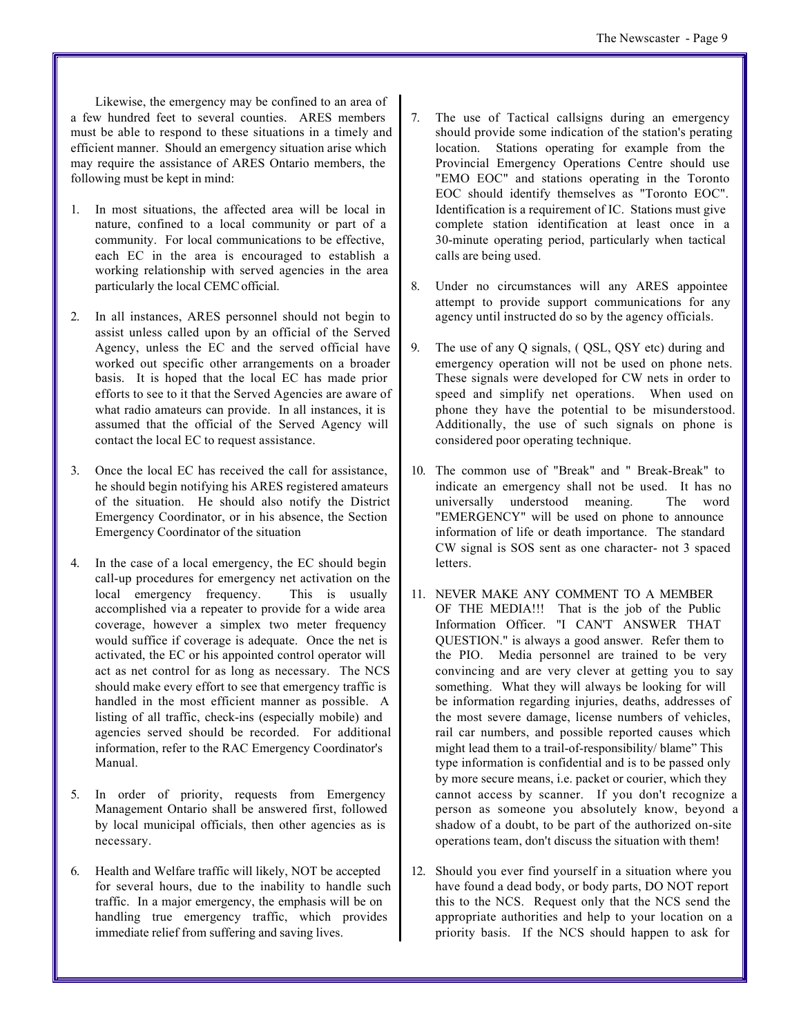Likewise, the emergency may be confined to an area of a few hundred feet to several counties. ARES members must be able to respond to these situations in a timely and efficient manner. Should an emergency situation arise which may require the assistance of ARES Ontario members, the following must be kept in mind:

1. In most situations, the affected area will be local in nature, confined to a local community or part of a community. For local communications to be effective, each EC in the area is encouraged to establish a working relationship with served agencies in the area particularly the local CEMC official.

2. In all instances, ARES personnel should not begin to assist unless called upon by an official of the Served Agency, unless the EC and the served official have worked out specific other arrangements on a broader basis. It is hoped that the local EC has made prior efforts to see to it that the Served Agencies are aware of what radio amateurs can provide. In all instances, it is assumed that the official of the Served Agency will contact the local EC to request assistance.

3. Once the local EC has received the call for assistance, he should begin notifying his ARES registered amateurs of the situation. He should also notify the District Emergency Coordinator, or in his absence, the Section Emergency Coordinator of the situation

4. In the case of a local emergency, the EC should begin call-up procedures for emergency net activation on the local emergency frequency. This is usually accomplished via a repeater to provide for a wide area coverage, however a simplex two meter frequency would suffice if coverage is adequate. Once the net is activated, the EC or his appointed control operator will act as net control for as long as necessary. The NCS should make every effort to see that emergency traffic is handled in the most efficient manner as possible. A listing of all traffic, check-ins (especially mobile) and agencies served should be recorded. For additional information, refer to the RAC Emergency Coordinator's Manual.

5. In order of priority, requests from Emergency Management Ontario shall be answered first, followed by local municipal officials, then other agencies as is necessary.

6. Health and Welfare traffic will likely, NOT be accepted for several hours, due to the inability to handle such traffic. In a major emergency, the emphasis will be on handling true emergency traffic, which provides immediate relief from suffering and saving lives.

7. The use of Tactical callsigns during an emergency should provide some indication of the station's perating location. Stations operating for example from the Provincial Emergency Operations Centre should use "EMO EOC" and stations operating in the Toronto EOC should identify themselves as "Toronto EOC". Identification is a requirement of IC. Stations must give complete station identification at least once in a 30-minute operating period, particularly when tactical calls are being used.

8. Under no circumstances will any ARES appointee attempt to provide support communications for any agency until instructed do so by the agency officials.

9. The use of any Q signals, ( QSL, QSY etc) during and emergency operation will not be used on phone nets. These signals were developed for CW nets in order to speed and simplify net operations. When used on phone they have the potential to be misunderstood. Additionally, the use of such signals on phone is considered poor operating technique.

10. The common use of "Break" and " Break-Break" to indicate an emergency shall not be used. It has no universally understood meaning. The word "EMERGENCY" will be used on phone to announce information of life or death importance. The standard CW signal is SOS sent as one character- not 3 spaced letters.

11. NEVER MAKE ANY COMMENT TO A MEMBER OF THE MEDIA!!! That is the job of the Public Information Officer. "I CAN'T ANSWER THAT QUESTION." is always a good answer. Refer them to the PIO. Media personnel are trained to be very convincing and are very clever at getting you to say something. What they will always be looking for will be information regarding injuries, deaths, addresses of the most severe damage, license numbers of vehicles, rail car numbers, and possible reported causes which might lead them to a trail-of-responsibility/ blame" This type information is confidential and is to be passed only by more secure means, i.e. packet or courier, which they cannot access by scanner. If you don't recognize a person as someone you absolutely know, beyond a shadow of a doubt, to be part of the authorized on-site operations team, don't discuss the situation with them!

12. Should you ever find yourself in a situation where you have found a dead body, or body parts, DO NOT report this to the NCS. Request only that the NCS send the appropriate authorities and help to your location on a priority basis. If the NCS should happen to ask for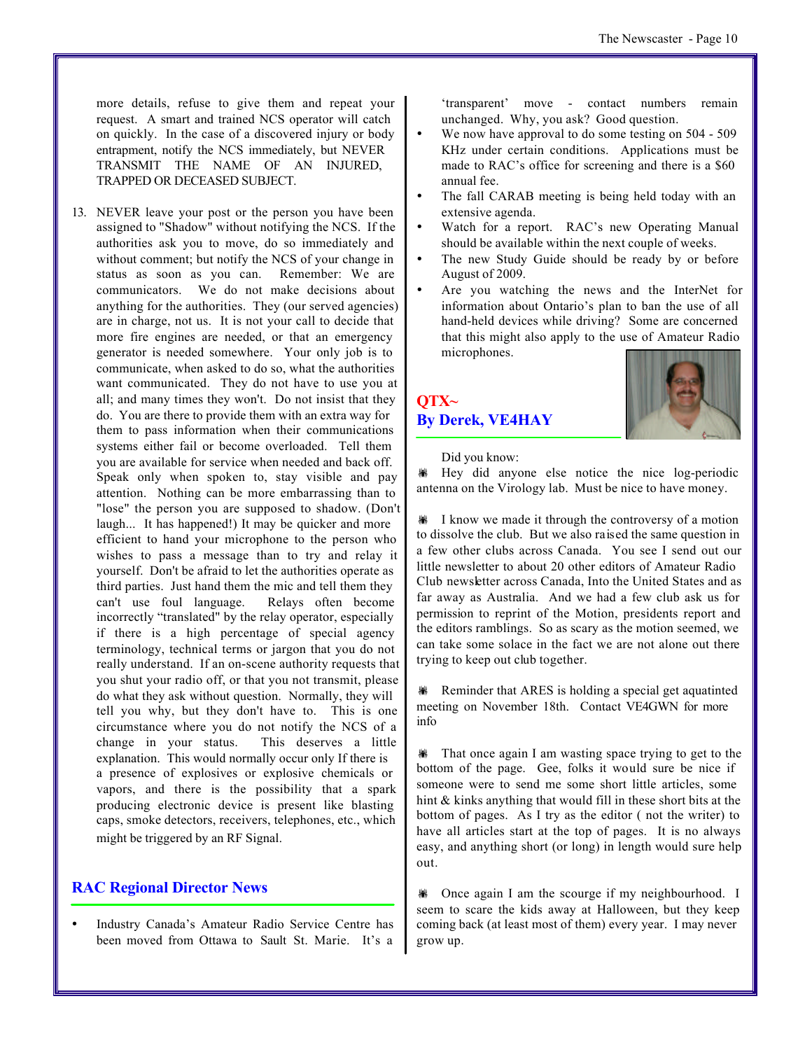more details, refuse to give them and repeat your request. A smart and trained NCS operator will catch on quickly. In the case of a discovered injury or body entrapment, notify the NCS immediately, but NEVER TRANSMIT THE NAME OF AN INJURED, TRAPPED OR DECEASED SUBJECT.

13. NEVER leave your post or the person you have been assigned to "Shadow" without notifying the NCS. If the authorities ask you to move, do so immediately and without comment; but notify the NCS of your change in status as soon as you can. Remember: We are communicators. We do not make decisions about anything for the authorities. They (our served agencies) are in charge, not us. It is not your call to decide that more fire engines are needed, or that an emergency generator is needed somewhere. Your only job is to communicate, when asked to do so, what the authorities want communicated. They do not have to use you at all; and many times they won't. Do not insist that they do. You are there to provide them with an extra way for them to pass information when their communications systems either fail or become overloaded. Tell them you are available for service when needed and back off. Speak only when spoken to, stay visible and pay attention. Nothing can be more embarrassing than to "lose" the person you are supposed to shadow. (Don't laugh... It has happened!) It may be quicker and more efficient to hand your microphone to the person who wishes to pass a message than to try and relay it yourself. Don't be afraid to let the authorities operate as third parties. Just hand them the mic and tell them they can't use foul language. Relays often become incorrectly "translated" by the relay operator, especially if there is a high percentage of special agency terminology, technical terms or jargon that you do not really understand. If an on-scene authority requests that you shut your radio off, or that you not transmit, please do what they ask without question. Normally, they will tell you why, but they don't have to. This is one circumstance where you do not notify the NCS of a change in your status. This deserves a little explanation. This would normally occur only If there is a presence of explosives or explosive chemicals or vapors, and there is the possibility that a spark producing electronic device is present like blasting caps, smoke detectors, receivers, telephones, etc., which might be triggered by an RF Signal.

## RAC Regional Director News

- Industry Canada's Amateur Radio Service Centre has been moved from Ottawa to Sault St. Marie. It's a 'transparent' move - contact numbers remain unchanged. Why, you ask? Good question.
- We now have approval to do some testing on 504 - 509 KHz under certain conditions. Applications must be made to RAC's office for screening and there is a $60 annual fee.
- The fall CARAB meeting is being held today with an extensive agenda.
- Watch for a report. RAC's new Operating Manual should be available within the next couple of weeks.
- The new Study Guide should be ready by or before August of 2009.
- Are you watching the news and the InterNet for information about Ontario's plan to ban the use of all hand-held devices while driving? Some are concerned that this might also apply to the use of Amateur Radio microphones.

## QTX~
## By Derek, VE4HAY

Did you know:

- Hey did anyone else notice the nice log-periodic antenna on the Virology lab. Must be nice to have money.

- I know we made it through the controversy of a motion to dissolve the club. But we also raised the same question in a few other clubs across Canada. You see I send out our little newsletter to about 20 other editors of Amateur Radio Club newsletter across Canada, Into the United States and as far away as Australia. And we had a few club ask us for permission to reprint of the Motion, presidents report and the editors ramblings. So as scary as the motion seemed, we can take some solace in the fact we are not alone out there trying to keep out club together.

- Reminder that ARES is holding a special get aquatinted meeting on November 18th. Contact VE4GWN for more info

- That once again I am wasting space trying to get to the bottom of the page. Gee, folks it would sure be nice if someone were to send me some short little articles, some hint & kinks anything that would fill in these short bits at the bottom of pages. As I try as the editor ( not the writer) to have all articles start at the top of pages. It is no always easy, and anything short (or long) in length would sure help out.

- Once again I am the scourge if my neighbourhood. I seem to scare the kids away at Halloween, but they keep coming back (at least most of them) every year. I may never grow up.